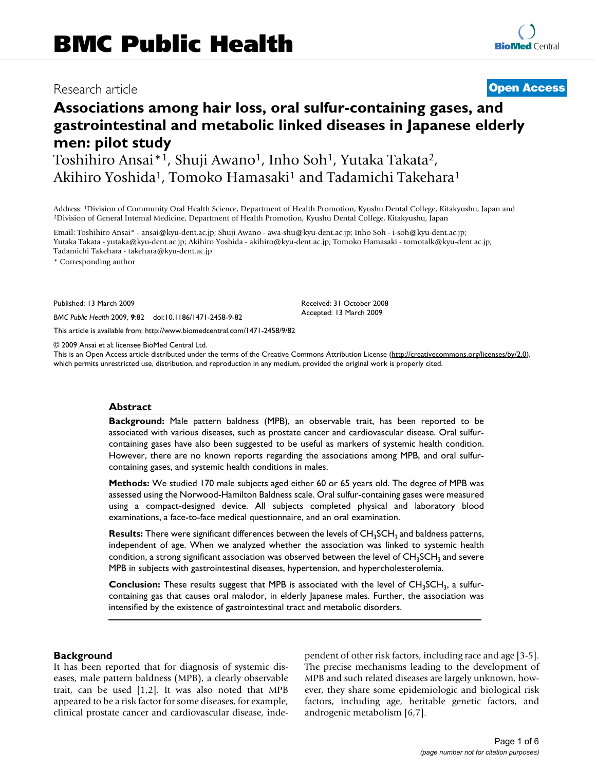BMC Public Health

Research article

**Open Access**

# Associations among hair loss, oral sulfur-containing gases, and gastrointestinal and metabolic linked diseases in Japanese elderly men: pilot study

Toshihiro Ansai*[1], Shuji Awano[1], Inho Soh[1], Yutaka Takata[2], Akihiro Yoshida[1], Tomoko Hamasaki[1] and Tadamichi Takehara[1]

Address: [1]Division of Community Oral Health Science, Department of Health Promotion, Kyushu Dental College, Kitakyushu, Japan and [2]Division of General Internal Medicine, Department of Health Promotion, Kyushu Dental College, Kitakyushu, Japan

Email: Toshihiro Ansai* - ansai@kyu-dent.ac.jp; Shuji Awano - awa-shu@kyu-dent.ac.jp; Inho Soh - i-soh@kyu-dent.ac.jp; Yutaka Takata - yutaka@kyu-dent.ac.jp; Akihiro Yoshida - akihiro@kyu-dent.ac.jp; Tomoko Hamasaki - tomotalk@kyu-dent.ac.jp; Tadamichi Takehara - takehara@kyu-dent.ac.jp

\* Corresponding author

Published: 13 March 2009

*BMC Public Health* 2009, **9**:82 doi:10.1186/1471-2458-9-82

Received: 31 October 2008

Accepted: 13 March 2009

This article is available from: http://www.biomedcentral.com/1471-2458/9/82

© 2009 Ansai et al; licensee BioMed Central Ltd.

This is an Open Access article distributed under the terms of the Creative Commons Attribution License (http://creativecommons.org/licenses/by/2.0), which permits unrestricted use, distribution, and reproduction in any medium, provided the original work is properly cited.

## Abstract

**Background:** Male pattern baldness (MPB), an observable trait, has been reported to be associated with various diseases, such as prostate cancer and cardiovascular disease. Oral sulfur-containing gases have also been suggested to be useful as markers of systemic health condition. However, there are no known reports regarding the associations among MPB, and oral sulfur-containing gases, and systemic health conditions in males.

**Methods:** We studied 170 male subjects aged either 60 or 65 years old. The degree of MPB was assessed using the Norwood-Hamilton Baldness scale. Oral sulfur-containing gases were measured using a compact-designed device. All subjects completed physical and laboratory blood examinations, a face-to-face medical questionnaire, and an oral examination.

**Results:** There were significant differences between the levels of $CH_3SCH_3$ and baldness patterns, independent of age. When we analyzed whether the association was linked to systemic health condition, a strong significant association was observed between the level of $CH_3SCH_3$ and severe MPB in subjects with gastrointestinal diseases, hypertension, and hypercholesterolemia.

**Conclusion:** These results suggest that MPB is associated with the level of $CH_3SCH_3$, a sulfur-containing gas that causes oral malodor, in elderly Japanese males. Further, the association was intensified by the existence of gastrointestinal tract and metabolic disorders.

## Background

It has been reported that for diagnosis of systemic diseases, male pattern baldness (MPB), a clearly observable trait, can be used [1,2]. It was also noted that MPB appeared to be a risk factor for some diseases, for example, clinical prostate cancer and cardiovascular disease, independent of other risk factors, including race and age [3-5]. The precise mechanisms leading to the development of MPB and such related diseases are largely unknown, however, they share some epidemiologic and biological risk factors, including age, heritable genetic factors, and androgenic metabolism [6,7].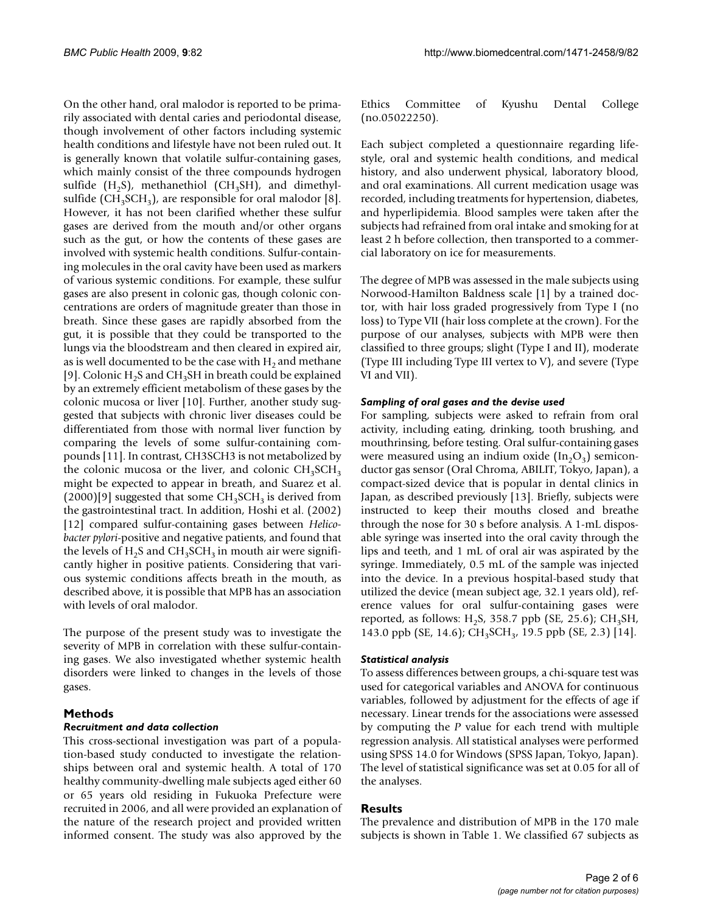On the other hand, oral malodor is reported to be primarily associated with dental caries and periodontal disease, though involvement of other factors including systemic health conditions and lifestyle have not been ruled out. It is generally known that volatile sulfur-containing gases, which mainly consist of the three compounds hydrogen sulfide ($H_2S$), methanethiol ($CH_3SH$), and dimethylsulfide ($CH_3SCH_3$), are responsible for oral malodor [8]. However, it has not been clarified whether these sulfur gases are derived from the mouth and/or other organs such as the gut, or how the contents of these gases are involved with systemic health conditions. Sulfur-containing molecules in the oral cavity have been used as markers of various systemic conditions. For example, these sulfur gases are also present in colonic gas, though colonic concentrations are orders of magnitude greater than those in breath. Since these gases are rapidly absorbed from the gut, it is possible that they could be transported to the lungs via the bloodstream and then cleared in expired air, as is well documented to be the case with $H_2$ and methane [9]. Colonic $H_2S$ and $CH_3SH$ in breath could be explained by an extremely efficient metabolism of these gases by the colonic mucosa or liver [10]. Further, another study suggested that subjects with chronic liver diseases could be differentiated from those with normal liver function by comparing the levels of some sulfur-containing compounds [11]. In contrast, CH3SCH3 is not metabolized by the colonic mucosa or the liver, and colonic $CH_3SCH_3$ might be expected to appear in breath, and Suarez et al. (2000)[9] suggested that some $CH_3SCH_3$ is derived from the gastrointestinal tract. In addition, Hoshi et al. (2002) [12] compared sulfur-containing gases between *Helicobacter pylori*-positive and negative patients, and found that the levels of $H_2S$ and $CH_3SCH_3$ in mouth air were significantly higher in positive patients. Considering that various systemic conditions affects breath in the mouth, as described above, it is possible that MPB has an association with levels of oral malodor.

The purpose of the present study was to investigate the severity of MPB in correlation with these sulfur-containing gases. We also investigated whether systemic health disorders were linked to changes in the levels of those gases.

## Methods

### Recruitment and data collection

This cross-sectional investigation was part of a population-based study conducted to investigate the relationships between oral and systemic health. A total of 170 healthy community-dwelling male subjects aged either 60 or 65 years old residing in Fukuoka Prefecture were recruited in 2006, and all were provided an explanation of the nature of the research project and provided written informed consent. The study was also approved by the Ethics Committee of Kyushu Dental College (no.05022250).

Each subject completed a questionnaire regarding lifestyle, oral and systemic health conditions, and medical history, and also underwent physical, laboratory blood, and oral examinations. All current medication usage was recorded, including treatments for hypertension, diabetes, and hyperlipidemia. Blood samples were taken after the subjects had refrained from oral intake and smoking for at least 2 h before collection, then transported to a commercial laboratory on ice for measurements.

The degree of MPB was assessed in the male subjects using Norwood-Hamilton Baldness scale [1] by a trained doctor, with hair loss graded progressively from Type I (no loss) to Type VII (hair loss complete at the crown). For the purpose of our analyses, subjects with MPB were then classified to three groups; slight (Type I and II), moderate (Type III including Type III vertex to V), and severe (Type VI and VII).

### Sampling of oral gases and the devise used

For sampling, subjects were asked to refrain from oral activity, including eating, drinking, tooth brushing, and mouthrinsing, before testing. Oral sulfur-containing gases were measured using an indium oxide ($In_2O_3$) semiconductor gas sensor (Oral Chroma, ABILIT, Tokyo, Japan), a compact-sized device that is popular in dental clinics in Japan, as described previously [13]. Briefly, subjects were instructed to keep their mouths closed and breathe through the nose for 30 s before analysis. A 1-mL disposable syringe was inserted into the oral cavity through the lips and teeth, and 1 mL of oral air was aspirated by the syringe. Immediately, 0.5 mL of the sample was injected into the device. In a previous hospital-based study that utilized the device (mean subject age, 32.1 years old), reference values for oral sulfur-containing gases were reported, as follows: $H_2S$, 358.7 ppb (SE, 25.6); $CH_3SH$, 143.0 ppb (SE, 14.6); $CH_3SCH_3$, 19.5 ppb (SE, 2.3) [14].

### Statistical analysis

To assess differences between groups, a chi-square test was used for categorical variables and ANOVA for continuous variables, followed by adjustment for the effects of age if necessary. Linear trends for the associations were assessed by computing the $P$ value for each trend with multiple regression analysis. All statistical analyses were performed using SPSS 14.0 for Windows (SPSS Japan, Tokyo, Japan). The level of statistical significance was set at 0.05 for all of the analyses.

## Results

The prevalence and distribution of MPB in the 170 male subjects is shown in Table 1. We classified 67 subjects as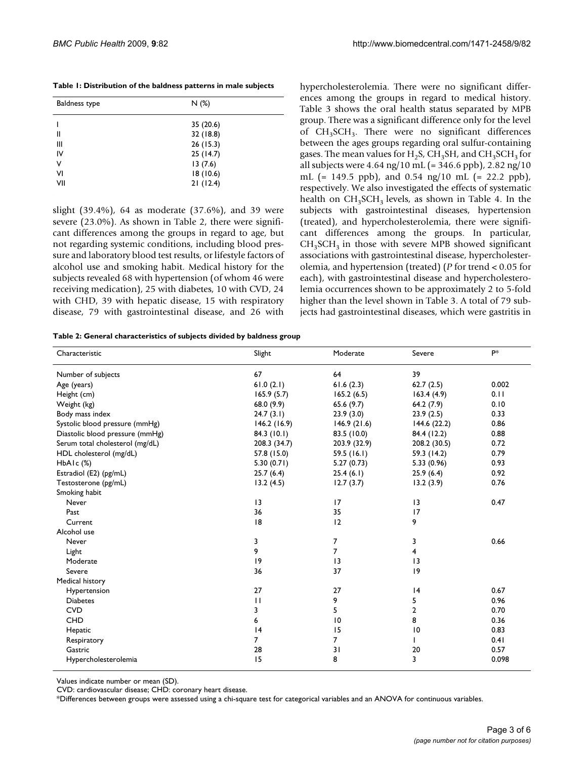**Table 1: Distribution of the baldness patterns in male subjects**

| Baldness type | N (%) |
| --- | --- |
| I | 35 (20.6) |
| II | 32 (18.8) |
| III | 26 (15.3) |
| IV | 25 (14.7) |
| V | 13 (7.6) |
| VI | 18 (10.6) |
| VII | 21 (12.4) |

slight (39.4%), 64 as moderate (37.6%), and 39 were severe (23.0%). As shown in Table 2, there were significant differences among the groups in regard to age, but not regarding systemic conditions, including blood pressure and laboratory blood test results, or lifestyle factors of alcohol use and smoking habit. Medical history for the subjects revealed 68 with hypertension (of whom 46 were receiving medication), 25 with diabetes, 10 with CVD, 24 with CHD, 39 with hepatic disease, 15 with respiratory disease, 79 with gastrointestinal disease, and 26 with hypercholesterolemia. There were no significant differences among the groups in regard to medical history. Table 3 shows the oral health status separated by MPB group. There was a significant difference only for the level of $CH_3SCH_3$. There were no significant differences between the ages groups regarding oral sulfur-containing gases. The mean values for $H_2S$, $CH_3SH$, and $CH_3SCH_3$ for all subjects were 4.64 ng/10 mL (= 346.6 ppb), 2.82 ng/10 mL (= 149.5 ppb), and 0.54 ng/10 mL (= 22.2 ppb), respectively. We also investigated the effects of systematic health on $CH_3SCH_3$ levels, as shown in Table 4. In the subjects with gastrointestinal diseases, hypertension (treated), and hypercholesterolemia, there were significant differences among the groups. In particular, $CH_3SCH_3$ in those with severe MPB showed significant associations with gastrointestinal disease, hypercholesterolemia, and hypertension (treated) ($P$ for trend < 0.05 for each), with gastrointestinal disease and hypercholesterolemia occurrences shown to be approximately 2 to 5-fold higher than the level shown in Table 3. A total of 79 subjects had gastrointestinal diseases, which were gastritis in

**Table 2: General characteristics of subjects divided by baldness group**

| Characteristic | Slight | Moderate | Severe | P* |
| --- | --- | --- | --- | --- |
| Number of subjects | 67 | 64 | 39 | |
| Age (years) | 61.0 (2.1) | 61.6 (2.3) | 62.7 (2.5) | 0.002 |
| Height (cm) | 165.9 (5.7) | 165.2 (6.5) | 163.4 (4.9) | 0.11 |
| Weight (kg) | 68.0 (9.9) | 65.6 (9.7) | 64.2 (7.9) | 0.10 |
| Body mass index | 24.7 (3.1) | 23.9 (3.0) | 23.9 (2.5) | 0.33 |
| Systolic blood pressure (mmHg) | 146.2 (16.9) | 146.9 (21.6) | 144.6 (22.2) | 0.86 |
| Diastolic blood pressure (mmHg) | 84.3 (10.1) | 83.5 (10.0) | 84.4 (12.2) | 0.88 |
| Serum total cholesterol (mg/dL) | 208.3 (34.7) | 203.9 (32.9) | 208.2 (30.5) | 0.72 |
| HDL cholesterol (mg/dL) | 57.8 (15.0) | 59.5 (16.1) | 59.3 (14.2) | 0.79 |
| HbA1c (%) | 5.30 (0.71) | 5.27 (0.73) | 5.33 (0.96) | 0.93 |
| Estradiol (E2) (pg/mL) | 25.7 (6.4) | 25.4 (6.1) | 25.9 (6.4) | 0.92 |
| Testosterone (pg/mL) | 13.2 (4.5) | 12.7 (3.7) | 13.2 (3.9) | 0.76 |
| Smoking habit | | | | |
| Never | 13 | 17 | 13 | 0.47 |
| Past | 36 | 35 | 17 | |
| Current | 18 | 12 | 9 | |
| Alcohol use | | | | |
| Never | 3 | 7 | 3 | 0.66 |
| Light | 9 | 7 | 4 | |
| Moderate | 19 | 13 | 13 | |
| Severe | 36 | 37 | 19 | |
| Medical history | | | | |
| Hypertension | 27 | 27 | 14 | 0.67 |
| Diabetes | 11 | 9 | 5 | 0.96 |
| CVD | 3 | 5 | 2 | 0.70 |
| CHD | 6 | 10 | 8 | 0.36 |
| Hepatic | 14 | 15 | 10 | 0.83 |
| Respiratory | 7 | 7 | 1 | 0.41 |
| Gastric | 28 | 31 | 20 | 0.57 |
| Hypercholesterolemia | 15 | 8 | 3 | 0.098 |

Values indicate number or mean (SD).

CVD: cardiovascular disease; CHD: coronary heart disease.

*Differences between groups were assessed using a chi-square test for categorical variables and an ANOVA for continuous variables.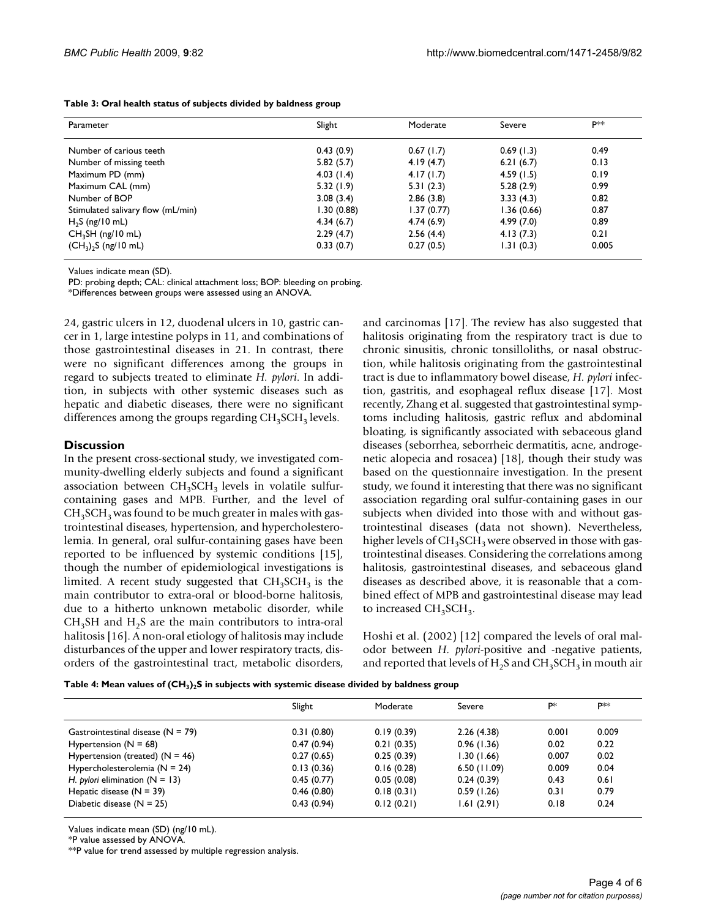**Table 3: Oral health status of subjects divided by baldness group**

| Parameter | Slight | Moderate | Severe | P** |
|---|---|---|---|---|
| Number of carious teeth | 0.43 (0.9) | 0.67 (1.7) | 0.69 (1.3) | 0.49 |
| Number of missing teeth | 5.82 (5.7) | 4.19 (4.7) | 6.21 (6.7) | 0.13 |
| Maximum PD (mm) | 4.03 (1.4) | 4.17 (1.7) | 4.59 (1.5) | 0.19 |
| Maximum CAL (mm) | 5.32 (1.9) | 5.31 (2.3) | 5.28 (2.9) | 0.99 |
| Number of BOP | 3.08 (3.4) | 2.86 (3.8) | 3.33 (4.3) | 0.82 |
| Stimulated salivary flow (mL/min) | 1.30 (0.88) | 1.37 (0.77) | 1.36 (0.66) | 0.87 |
| $H_2S$ (ng/10 mL) | 4.34 (6.7) | 4.74 (6.9) | 4.99 (7.0) | 0.89 |
| $CH_3SH$ (ng/10 mL) | 2.29 (4.7) | 2.56 (4.4) | 4.13 (7.3) | 0.21 |
| $(CH_3)_2S$ (ng/10 mL) | 0.33 (0.7) | 0.27 (0.5) | 1.31 (0.3) | 0.005 |

Values indicate mean (SD).

PD: probing depth; CAL: clinical attachment loss; BOP: bleeding on probing.

*Differences between groups were assessed using an ANOVA.

24, gastric ulcers in 12, duodenal ulcers in 10, gastric cancer in 1, large intestine polyps in 11, and combinations of those gastrointestinal diseases in 21. In contrast, there were no significant differences among the groups in regard to subjects treated to eliminate *H. pylori*. In addition, in subjects with other systemic diseases such as hepatic and diabetic diseases, there were no significant differences among the groups regarding $CH_3SCH_3$ levels.

## Discussion

In the present cross-sectional study, we investigated community-dwelling elderly subjects and found a significant association between $CH_3SCH_3$ levels in volatile sulfur-containing gases and MPB. Further, and the level of $CH_3SCH_3$ was found to be much greater in males with gastrointestinal diseases, hypertension, and hypercholesterolemia. In general, oral sulfur-containing gases have been reported to be influenced by systemic conditions [15], though the number of epidemiological investigations is limited. A recent study suggested that $CH_3SCH_3$ is the main contributor to extra-oral or blood-borne halitosis, due to a hitherto unknown metabolic disorder, while $CH_3SH$ and $H_2S$ are the main contributors to intra-oral halitosis [16]. A non-oral etiology of halitosis may include disturbances of the upper and lower respiratory tracts, disorders of the gastrointestinal tract, metabolic disorders, and carcinomas [17]. The review has also suggested that halitosis originating from the respiratory tract is due to chronic sinusitis, chronic tonsilloliths, or nasal obstruction, while halitosis originating from the gastrointestinal tract is due to inflammatory bowel disease, *H. pylori* infection, gastritis, and esophageal reflux disease [17]. Most recently, Zhang et al. suggested that gastrointestinal symptoms including halitosis, gastric reflux and abdominal bloating, is significantly associated with sebaceous gland diseases (seborrhea, seborrheic dermatitis, acne, androgenetic alopecia and rosacea) [18], though their study was based on the questionnaire investigation. In the present study, we found it interesting that there was no significant association regarding oral sulfur-containing gases in our subjects when divided into those with and without gastrointestinal diseases (data not shown). Nevertheless, higher levels of $CH_3SCH_3$ were observed in those with gastrointestinal diseases. Considering the correlations among halitosis, gastrointestinal diseases, and sebaceous gland diseases as described above, it is reasonable that a combined effect of MPB and gastrointestinal disease may lead to increased $CH_3SCH_3$.

Hoshi et al. (2002) [12] compared the levels of oral malodor between *H. pylori*-positive and -negative patients, and reported that levels of $H_2S$ and $CH_3SCH_3$ in mouth air

**Table 4: Mean values of $(CH_3)_2S$ in subjects with systemic disease divided by baldness group**

| | Slight | Moderate | Severe | P* | P** |
|---|---|---|---|---|---|
| Gastrointestinal disease (N = 79) | 0.31 (0.80) | 0.19 (0.39) | 2.26 (4.38) | 0.001 | 0.009 |
| Hypertension (N = 68) | 0.47 (0.94) | 0.21 (0.35) | 0.96 (1.36) | 0.02 | 0.22 |
| Hypertension (treated) (N = 46) | 0.27 (0.65) | 0.25 (0.39) | 1.30 (1.66) | 0.007 | 0.02 |
| Hypercholesterolemia (N = 24) | 0.13 (0.36) | 0.16 (0.28) | 6.50 (11.09) | 0.009 | 0.04 |
| *H. pylori* elimination (N = 13) | 0.45 (0.77) | 0.05 (0.08) | 0.24 (0.39) | 0.43 | 0.61 |
| Hepatic disease (N = 39) | 0.46 (0.80) | 0.18 (0.31) | 0.59 (1.26) | 0.31 | 0.79 |
| Diabetic disease (N = 25) | 0.43 (0.94) | 0.12 (0.21) | 1.61 (2.91) | 0.18 | 0.24 |

Values indicate mean (SD) (ng/10 mL).

*P value assessed by ANOVA.

**P value for trend assessed by multiple regression analysis.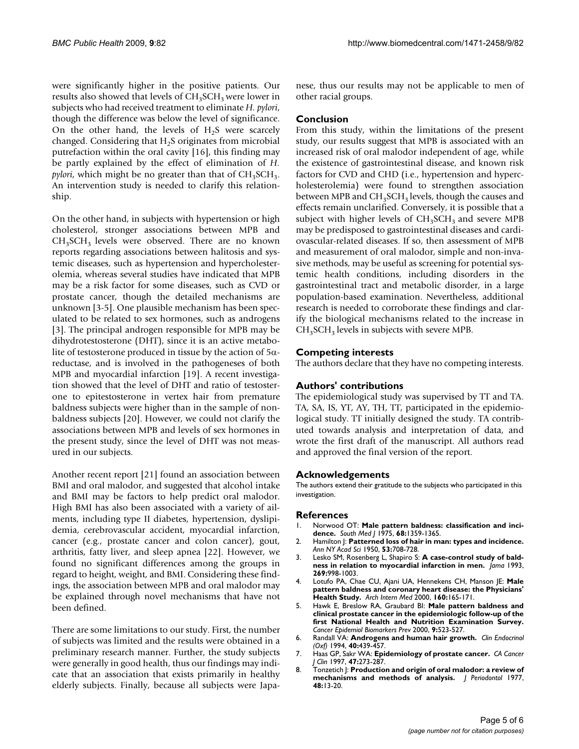were significantly higher in the positive patients. Our results also showed that levels of $CH_3SCH_3$ were lower in subjects who had received treatment to eliminate *H. pylori*, though the difference was below the level of significance. On the other hand, the levels of $H_2S$ were scarcely changed. Considering that $H_2S$ originates from microbial putrefaction within the oral cavity [16], this finding may be partly explained by the effect of elimination of *H. pylori*, which might be no greater than that of $CH_3SCH_3$. An intervention study is needed to clarify this relationship.

On the other hand, in subjects with hypertension or high cholesterol, stronger associations between MPB and $CH_3SCH_3$ levels were observed. There are no known reports regarding associations between halitosis and systemic diseases, such as hypertension and hypercholesterolemia, whereas several studies have indicated that MPB may be a risk factor for some diseases, such as CVD or prostate cancer, though the detailed mechanisms are unknown [3-5]. One plausible mechanism has been speculated to be related to sex hormones, such as androgens [3]. The principal androgen responsible for MPB may be dihydrotestosterone (DHT), since it is an active metabolite of testosterone produced in tissue by the action of 5$\alpha$-reductase, and is involved in the pathogeneses of both MPB and myocardial infarction [19]. A recent investigation showed that the level of DHT and ratio of testosterone to epitestosterone in vertex hair from premature baldness subjects were higher than in the sample of non-baldness subjects [20]. However, we could not clarify the associations between MPB and levels of sex hormones in the present study, since the level of DHT was not measured in our subjects.

Another recent report [21] found an association between BMI and oral malodor, and suggested that alcohol intake and BMI may be factors to help predict oral malodor. High BMI has also been associated with a variety of ailments, including type II diabetes, hypertension, dyslipidemia, cerebrovascular accident, myocardial infarction, cancer (e.g., prostate cancer and colon cancer), gout, arthritis, fatty liver, and sleep apnea [22]. However, we found no significant differences among the groups in regard to height, weight, and BMI. Considering these findings, the association between MPB and oral malodor may be explained through novel mechanisms that have not been defined.

There are some limitations to our study. First, the number of subjects was limited and the results were obtained in a preliminary research manner. Further, the study subjects were generally in good health, thus our findings may indicate that an association that exists primarily in healthy elderly subjects. Finally, because all subjects were Japanese, thus our results may not be applicable to men of other racial groups.

## Conclusion

From this study, within the limitations of the present study, our results suggest that MPB is associated with an increased risk of oral malodor independent of age, while the existence of gastrointestinal disease, and known risk factors for CVD and CHD (i.e., hypertension and hypercholesterolemia) were found to strengthen association between MPB and $CH_3SCH_3$ levels, though the causes and effects remain unclarified. Conversely, it is possible that a subject with higher levels of $CH_3SCH_3$ and severe MPB may be predisposed to gastrointestinal diseases and cardiovascular-related diseases. If so, then assessment of MPB and measurement of oral malodor, simple and non-invasive methods, may be useful as screening for potential systemic health conditions, including disorders in the gastrointestinal tract and metabolic disorder, in a large population-based examination. Nevertheless, additional research is needed to corroborate these findings and clarify the biological mechanisms related to the increase in $CH_3SCH_3$ levels in subjects with severe MPB.

## Competing interests

The authors declare that they have no competing interests.

## Authors' contributions

The epidemiological study was supervised by TT and TA. TA, SA, IS, YT, AY, TH, TT, participated in the epidemiological study. TT initially designed the study. TA contributed towards analysis and interpretation of data, and wrote the first draft of the manuscript. All authors read and approved the final version of the report.

## Acknowledgements

The authors extend their gratitude to the subjects who participated in this investigation.

## References

1. Norwood OT: **Male pattern baldness: classification and incidence.** *South Med J* 1975, **68:**1359-1365.
2. Hamilton J: **Patterned loss of hair in man: types and incidence.** *Ann NY Acad Sci* 1950, **53:**708-728.
3. Lesko SM, Rosenberg L, Shapiro S: **A case-control study of baldness in relation to myocardial infarction in men.** *Jama* 1993, **269:**998-1003.
4. Lotufo PA, Chae CU, Ajani UA, Hennekens CH, Manson JE: **Male pattern baldness and coronary heart disease: the Physicians' Health Study.** *Arch Intern Med* 2000, **160:**165-171.
5. Hawk E, Breslow RA, Graubard BI: **Male pattern baldness and clinical prostate cancer in the epidemiologic follow-up of the first National Health and Nutrition Examination Survey.** *Cancer Epidemiol Biomarkers Prev* 2000, **9:**523-527.
6. Randall VA: **Androgens and human hair growth.** *Clin Endocrinol (Oxf)* 1994, **40:**439-457.
7. Haas GP, Sakr WA: **Epidemiology of prostate cancer.** *CA Cancer J Clin* 1997, **47:**273-287.
8. Tonzetich J: **Production and origin of oral malodor: a review of mechanisms and methods of analysis.** *J Periodontol* 1977, **48:**13-20.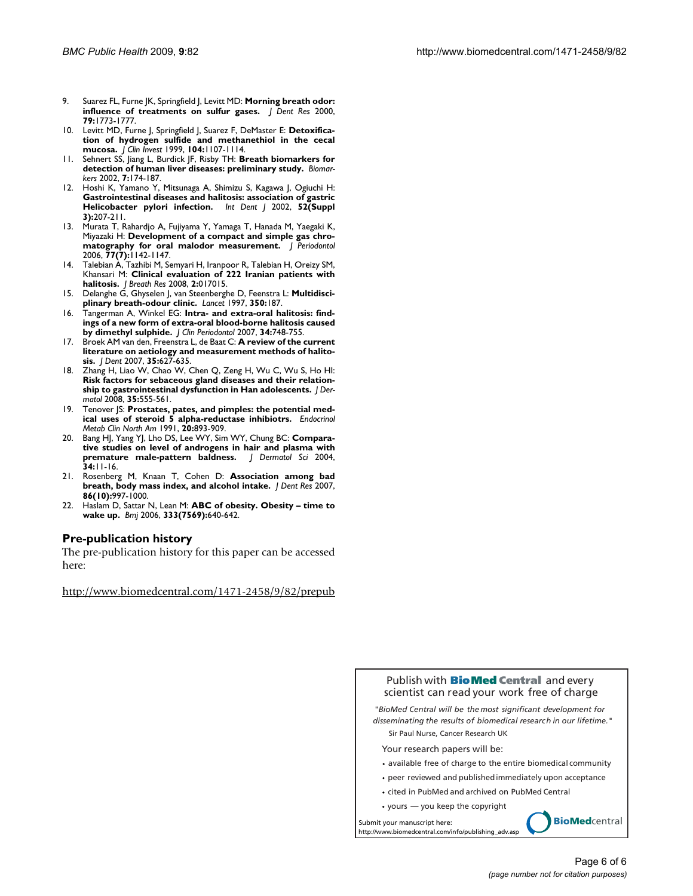9. Suarez FL, Furne JK, Springfield J, Levitt MD: **Morning breath odor: influence of treatments on sulfur gases.** *J Dent Res* 2000, **79:**1773-1777.
10. Levitt MD, Furne J, Springfield J, Suarez F, DeMaster E: **Detoxification of hydrogen sulfide and methanethiol in the cecal mucosa.** *J Clin Invest* 1999, **104:**1107-1114.
11. Sehnert SS, Jiang L, Burdick JF, Risby TH: **Breath biomarkers for detection of human liver diseases: preliminary study.** *Biomarkers* 2002, **7:**174-187.
12. Hoshi K, Yamano Y, Mitsunaga A, Shimizu S, Kagawa J, Ogiuchi H: **Gastrointestinal diseases and halitosis: association of gastric Helicobacter pylori infection.** *Int Dent J* 2002, **52(Suppl 3):**207-211.
13. Murata T, Rahardjo A, Fujiyama Y, Yamaga T, Hanada M, Yaegaki K, Miyazaki H: **Development of a compact and simple gas chromatography for oral malodor measurement.** *J Periodontol* 2006, **77(7):**1142-1147.
14. Talebian A, Tazhibi M, Semyari H, Iranpoor R, Talebian H, Oreizy SM, Khansari M: **Clinical evaluation of 222 Iranian patients with halitosis.** *J Breath Res* 2008, **2:**017015.
15. Delanghe G, Ghyselen J, van Steenberghe D, Feenstra L: **Multidisciplinary breath-odour clinic.** *Lancet* 1997, **350:**187.
16. Tangerman A, Winkel EG: **Intra- and extra-oral halitosis: findings of a new form of extra-oral blood-borne halitosis caused by dimethyl sulphide.** *J Clin Periodontol* 2007, **34:**748-755.
17. Broek AM van den, Feenstra L, de Baat C: **A review of the current literature on aetiology and measurement methods of halitosis.** *J Dent* 2007, **35:**627-635.
18. Zhang H, Liao W, Chao W, Chen Q, Zeng H, Wu C, Wu S, Ho HI: **Risk factors for sebaceous gland diseases and their relationship to gastrointestinal dysfunction in Han adolescents.** *J Dermatol* 2008, **35:**555-561.
19. Tenover JS: **Prostates, pates, and pimples: the potential medical uses of steroid 5 alpha-reductase inhibiotrs.** *Endocrinol Metab Clin North Am* 1991, **20:**893-909.
20. Bang HJ, Yang YJ, Lho DS, Lee WY, Sim WY, Chung BC: **Comparative studies on level of androgens in hair and plasma with premature male-pattern baldness.** *J Dermatol Sci* 2004, **34:**11-16.
21. Rosenberg M, Knaan T, Cohen D: **Association among bad breath, body mass index, and alcohol intake.** *J Dent Res* 2007, **86(10):**997-1000.
22. Haslam D, Sattar N, Lean M: **ABC of obesity. Obesity – time to wake up.** *Bmj* 2006, **333(7569):**640-642.

## Pre-publication history

The pre-publication history for this paper can be accessed here:

http://www.biomedcentral.com/1471-2458/9/82/prepub

Publish with **BioMed Central** and every scientist can read your work free of charge

*"BioMed Central will be the most significant development for disseminating the results of biomedical research in our lifetime."*

Sir Paul Nurse, Cancer Research UK

Your research papers will be:

- available free of charge to the entire biomedical community
- peer reviewed and published immediately upon acceptance
- cited in PubMed and archived on PubMed Central
- yours — you keep the copyright

Submit your manuscript here:
http://www.biomedcentral.com/info/publishing_adv.asp

**BioMed**central